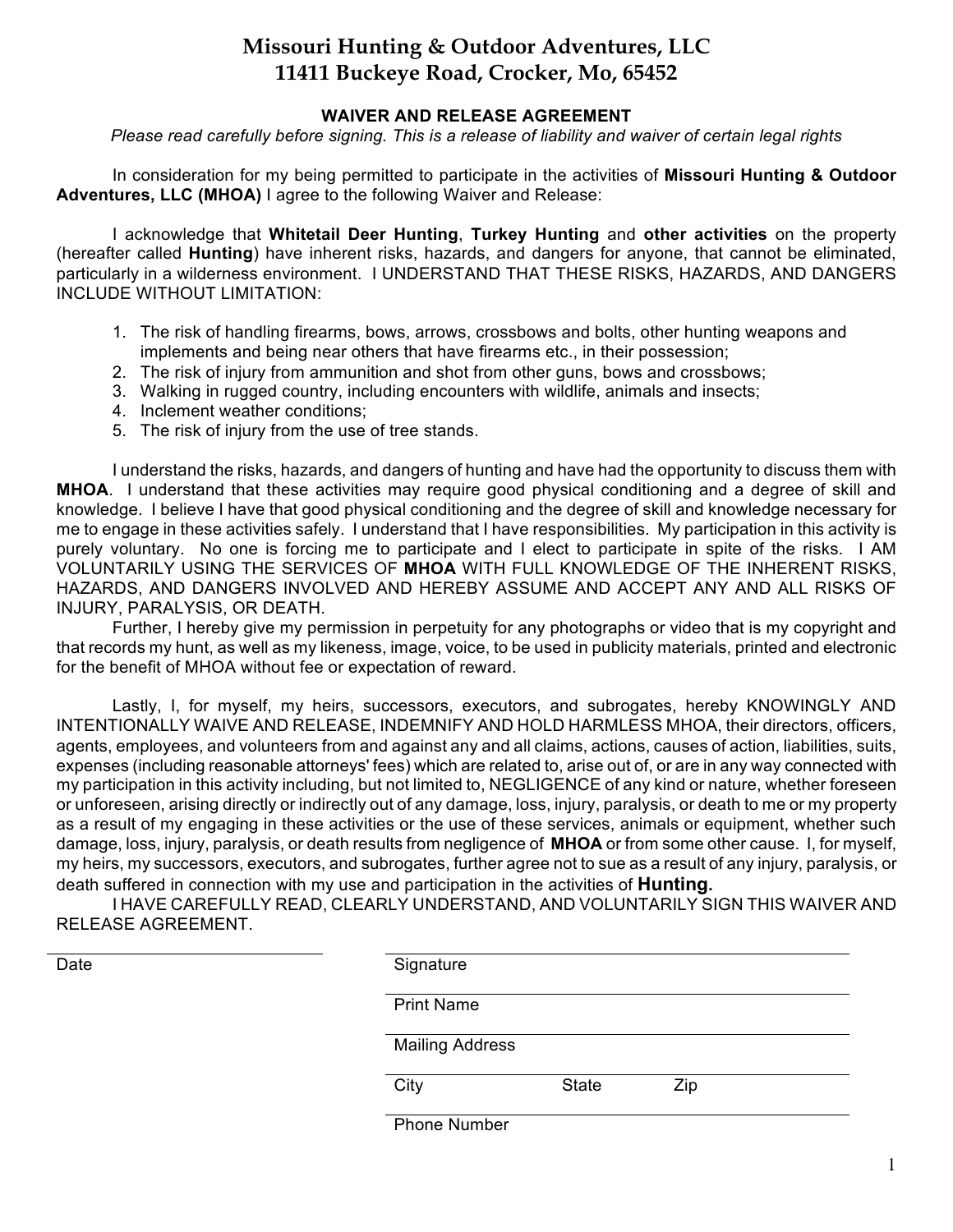# Missouri Hunting & Outdoor Adventures, LLC
# 11411 Buckeye Road, Crocker, Mo, 65452

## WAIVER AND RELEASE AGREEMENT

*Please read carefully before signing. This is a release of liability and waiver of certain legal rights*

In consideration for my being permitted to participate in the activities of **Missouri Hunting & Outdoor Adventures, LLC (MHOA)** I agree to the following Waiver and Release:

I acknowledge that **Whitetail Deer Hunting**, **Turkey Hunting** and **other activities** on the property (hereafter called **Hunting**) have inherent risks, hazards, and dangers for anyone, that cannot be eliminated, particularly in a wilderness environment. I UNDERSTAND THAT THESE RISKS, HAZARDS, AND DANGERS INCLUDE WITHOUT LIMITATION:

1. The risk of handling firearms, bows, arrows, crossbows and bolts, other hunting weapons and implements and being near others that have firearms etc., in their possession;
2. The risk of injury from ammunition and shot from other guns, bows and crossbows;
3. Walking in rugged country, including encounters with wildlife, animals and insects;
4. Inclement weather conditions;
5. The risk of injury from the use of tree stands.

I understand the risks, hazards, and dangers of hunting and have had the opportunity to discuss them with **MHOA**. I understand that these activities may require good physical conditioning and a degree of skill and knowledge. I believe I have that good physical conditioning and the degree of skill and knowledge necessary for me to engage in these activities safely. I understand that I have responsibilities. My participation in this activity is purely voluntary. No one is forcing me to participate and I elect to participate in spite of the risks. I AM VOLUNTARILY USING THE SERVICES OF **MHOA** WITH FULL KNOWLEDGE OF THE INHERENT RISKS, HAZARDS, AND DANGERS INVOLVED AND HEREBY ASSUME AND ACCEPT ANY AND ALL RISKS OF INJURY, PARALYSIS, OR DEATH.

Further, I hereby give my permission in perpetuity for any photographs or video that is my copyright and that records my hunt, as well as my likeness, image, voice, to be used in publicity materials, printed and electronic for the benefit of MHOA without fee or expectation of reward.

Lastly, I, for myself, my heirs, successors, executors, and subrogates, hereby KNOWINGLY AND INTENTIONALLY WAIVE AND RELEASE, INDEMNIFY AND HOLD HARMLESS MHOA, their directors, officers, agents, employees, and volunteers from and against any and all claims, actions, causes of action, liabilities, suits, expenses (including reasonable attorneys' fees) which are related to, arise out of, or are in any way connected with my participation in this activity including, but not limited to, NEGLIGENCE of any kind or nature, whether foreseen or unforeseen, arising directly or indirectly out of any damage, loss, injury, paralysis, or death to me or my property as a result of my engaging in these activities or the use of these services, animals or equipment, whether such damage, loss, injury, paralysis, or death results from negligence of **MHOA** or from some other cause. I, for myself, my heirs, my successors, executors, and subrogates, further agree not to sue as a result of any injury, paralysis, or death suffered in connection with my use and participation in the activities of **Hunting.**

I HAVE CAREFULLY READ, CLEARLY UNDERSTAND, AND VOLUNTARILY SIGN THIS WAIVER AND RELEASE AGREEMENT.

Date ____________________

Signature ____________________

Print Name ____________________

Mailing Address ____________________

City ____________ State ________ Zip ________

Phone Number ____________________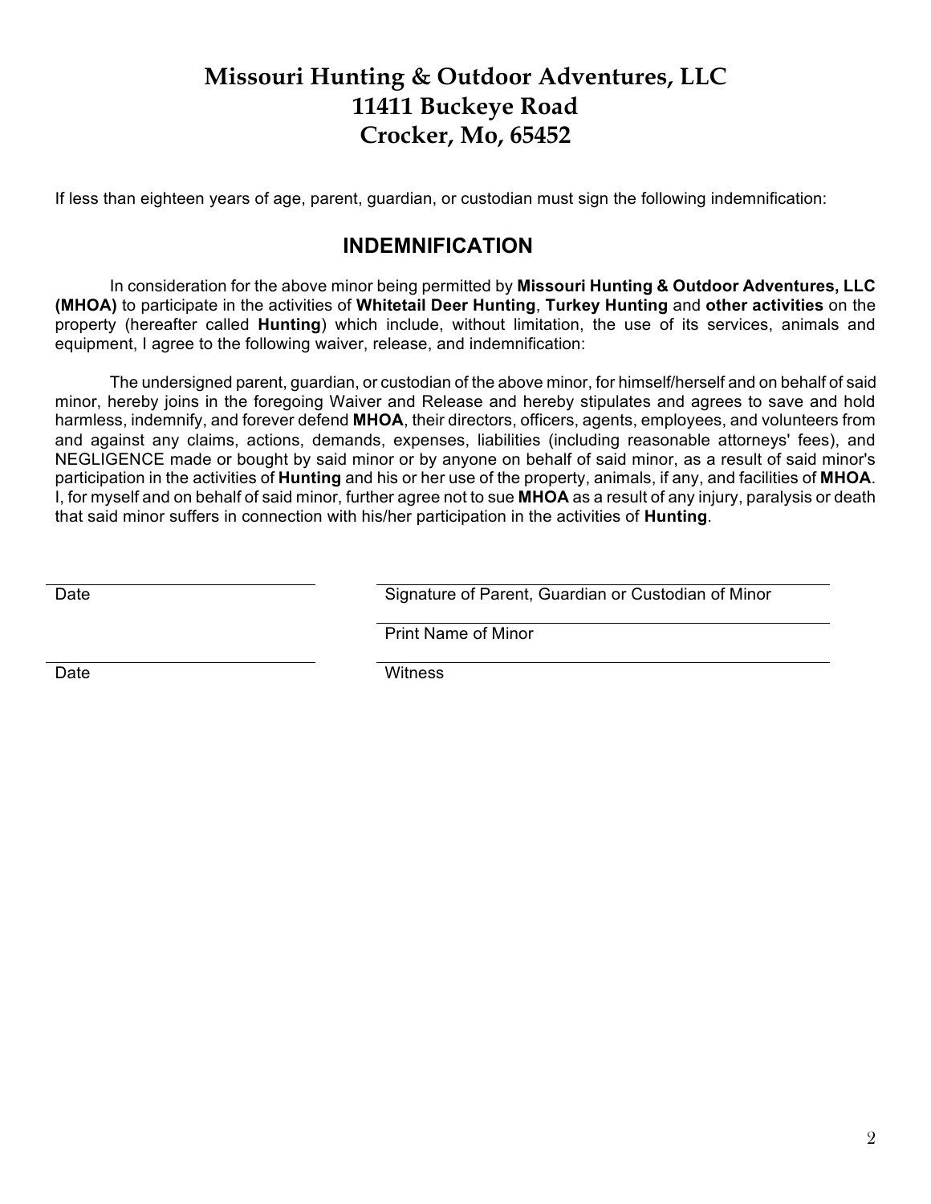# Missouri Hunting & Outdoor Adventures, LLC
# 11411 Buckeye Road
# Crocker, Mo, 65452

If less than eighteen years of age, parent, guardian, or custodian must sign the following indemnification:

## INDEMNIFICATION

In consideration for the above minor being permitted by **Missouri Hunting & Outdoor Adventures, LLC (MHOA)** to participate in the activities of **Whitetail Deer Hunting**, **Turkey Hunting** and **other activities** on the property (hereafter called **Hunting**) which include, without limitation, the use of its services, animals and equipment, I agree to the following waiver, release, and indemnification:

The undersigned parent, guardian, or custodian of the above minor, for himself/herself and on behalf of said minor, hereby joins in the foregoing Waiver and Release and hereby stipulates and agrees to save and hold harmless, indemnify, and forever defend **MHOA**, their directors, officers, agents, employees, and volunteers from and against any claims, actions, demands, expenses, liabilities (including reasonable attorneys' fees), and NEGLIGENCE made or bought by said minor or by anyone on behalf of said minor, as a result of said minor's participation in the activities of **Hunting** and his or her use of the property, animals, if any, and facilities of **MHOA**. I, for myself and on behalf of said minor, further agree not to sue **MHOA** as a result of any injury, paralysis or death that said minor suffers in connection with his/her participation in the activities of **Hunting**.

\_\_\_\_\_\_\_\_\_\_\_\_\_\_\_\_\_\_\_\_ Date

\_\_\_\_\_\_\_\_\_\_\_\_\_\_\_\_\_\_\_\_ Signature of Parent, Guardian or Custodian of Minor

\_\_\_\_\_\_\_\_\_\_\_\_\_\_\_\_\_\_\_\_ Print Name of Minor

\_\_\_\_\_\_\_\_\_\_\_\_\_\_\_\_\_\_\_\_ Date

\_\_\_\_\_\_\_\_\_\_\_\_\_\_\_\_\_\_\_\_ Witness